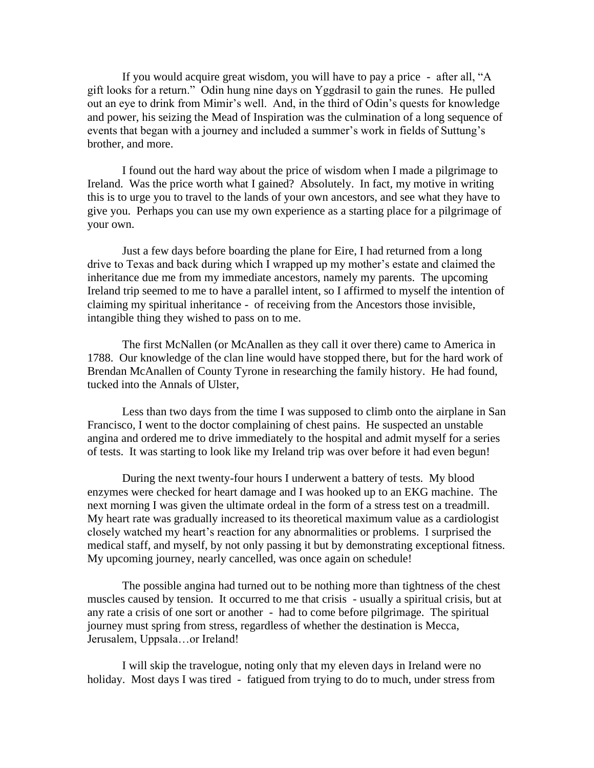If you would acquire great wisdom, you will have to pay a price - after all, "A gift looks for a return." Odin hung nine days on Yggdrasil to gain the runes. He pulled out an eye to drink from Mimir's well. And, in the third of Odin's quests for knowledge and power, his seizing the Mead of Inspiration was the culmination of a long sequence of events that began with a journey and included a summer's work in fields of Suttung's brother, and more.

I found out the hard way about the price of wisdom when I made a pilgrimage to Ireland. Was the price worth what I gained? Absolutely. In fact, my motive in writing this is to urge you to travel to the lands of your own ancestors, and see what they have to give you. Perhaps you can use my own experience as a starting place for a pilgrimage of your own.

Just a few days before boarding the plane for Eire, I had returned from a long drive to Texas and back during which I wrapped up my mother's estate and claimed the inheritance due me from my immediate ancestors, namely my parents. The upcoming Ireland trip seemed to me to have a parallel intent, so I affirmed to myself the intention of claiming my spiritual inheritance - of receiving from the Ancestors those invisible, intangible thing they wished to pass on to me.

The first McNallen (or McAnallen as they call it over there) came to America in 1788. Our knowledge of the clan line would have stopped there, but for the hard work of Brendan McAnallen of County Tyrone in researching the family history. He had found, tucked into the Annals of Ulster,

Less than two days from the time I was supposed to climb onto the airplane in San Francisco, I went to the doctor complaining of chest pains. He suspected an unstable angina and ordered me to drive immediately to the hospital and admit myself for a series of tests. It was starting to look like my Ireland trip was over before it had even begun!

During the next twenty-four hours I underwent a battery of tests. My blood enzymes were checked for heart damage and I was hooked up to an EKG machine. The next morning I was given the ultimate ordeal in the form of a stress test on a treadmill. My heart rate was gradually increased to its theoretical maximum value as a cardiologist closely watched my heart's reaction for any abnormalities or problems. I surprised the medical staff, and myself, by not only passing it but by demonstrating exceptional fitness. My upcoming journey, nearly cancelled, was once again on schedule!

The possible angina had turned out to be nothing more than tightness of the chest muscles caused by tension. It occurred to me that crisis - usually a spiritual crisis, but at any rate a crisis of one sort or another - had to come before pilgrimage. The spiritual journey must spring from stress, regardless of whether the destination is Mecca, Jerusalem, Uppsala…or Ireland!

I will skip the travelogue, noting only that my eleven days in Ireland were no holiday. Most days I was tired - fatigued from trying to do to much, under stress from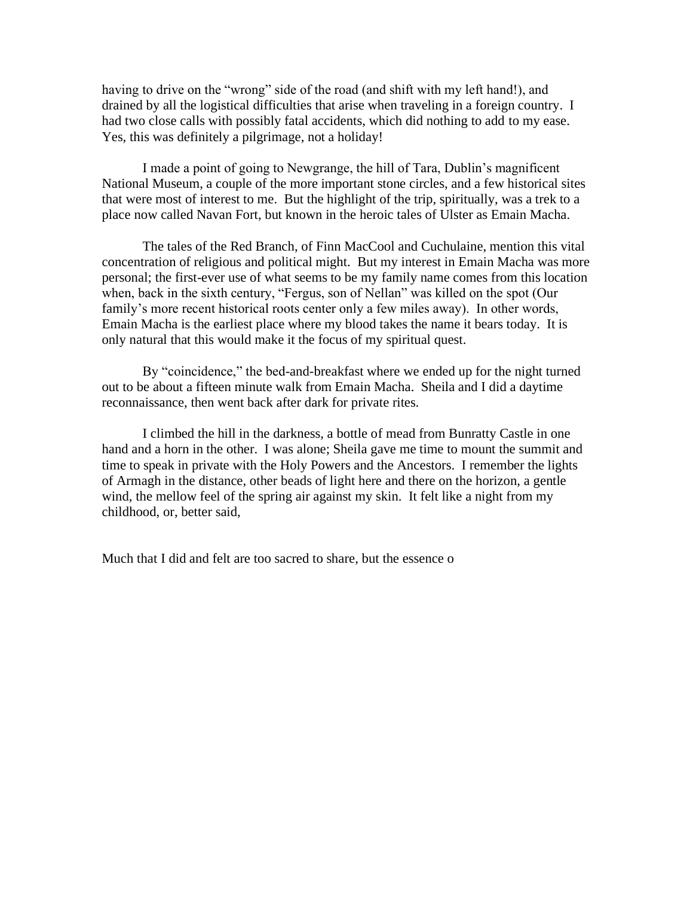having to drive on the "wrong" side of the road (and shift with my left hand!), and drained by all the logistical difficulties that arise when traveling in a foreign country. I had two close calls with possibly fatal accidents, which did nothing to add to my ease. Yes, this was definitely a pilgrimage, not a holiday!

I made a point of going to Newgrange, the hill of Tara, Dublin's magnificent National Museum, a couple of the more important stone circles, and a few historical sites that were most of interest to me. But the highlight of the trip, spiritually, was a trek to a place now called Navan Fort, but known in the heroic tales of Ulster as Emain Macha.

The tales of the Red Branch, of Finn MacCool and Cuchulaine, mention this vital concentration of religious and political might. But my interest in Emain Macha was more personal; the first-ever use of what seems to be my family name comes from this location when, back in the sixth century, "Fergus, son of Nellan" was killed on the spot (Our family's more recent historical roots center only a few miles away). In other words, Emain Macha is the earliest place where my blood takes the name it bears today. It is only natural that this would make it the focus of my spiritual quest.

By "coincidence," the bed-and-breakfast where we ended up for the night turned out to be about a fifteen minute walk from Emain Macha. Sheila and I did a daytime reconnaissance, then went back after dark for private rites.

I climbed the hill in the darkness, a bottle of mead from Bunratty Castle in one hand and a horn in the other. I was alone; Sheila gave me time to mount the summit and time to speak in private with the Holy Powers and the Ancestors. I remember the lights of Armagh in the distance, other beads of light here and there on the horizon, a gentle wind, the mellow feel of the spring air against my skin. It felt like a night from my childhood, or, better said,

Much that I did and felt are too sacred to share, but the essence o